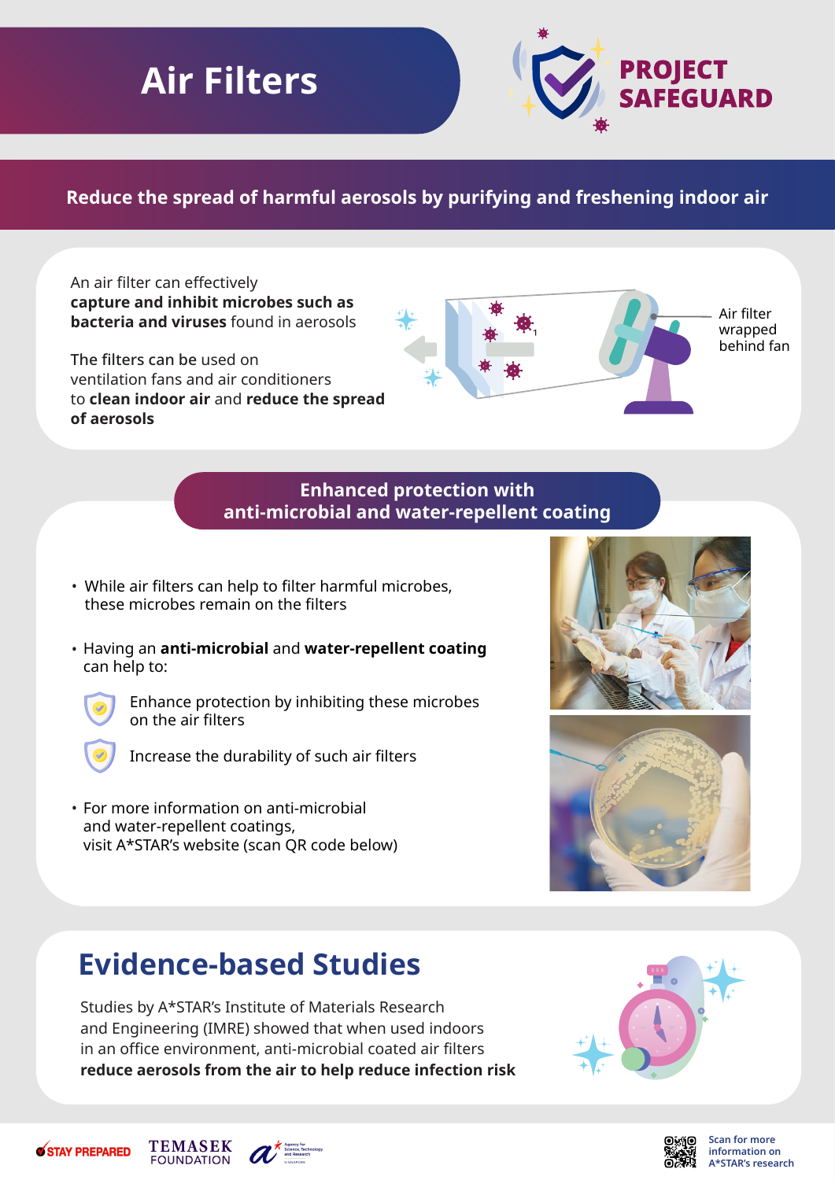# Air Filters

**PROJECT SAFEGUARD**

**Reduce the spread of harmful aerosols by purifying and freshening indoor air**

An air filter can effectively **capture and inhibit microbes such as bacteria and viruses** found in aerosols

The filters can be used on ventilation fans and air conditioners to **clean indoor air** and **reduce the spread of aerosols**

Air filter wrapped behind fan

## Enhanced protection with anti-microbial and water-repellent coating

- While air filters can help to filter harmful microbes, these microbes remain on the filters
- Having an **anti-microbial** and **water-repellent coating** can help to:
  - Enhance protection by inhibiting these microbes on the air filters
  - Increase the durability of such air filters
- For more information on anti-microbial and water-repellent coatings, visit A*STAR's website (scan QR code below)

## Evidence-based Studies

Studies by A*STAR's Institute of Materials Research and Engineering (IMRE) showed that when used indoors in an office environment, anti-microbial coated air filters **reduce aerosols from the air to help reduce infection risk**

STAY PREPARED | TEMASEK FOUNDATION | Agency for Science, Technology and Research SINGAPORE

Scan for more information on A*STAR's research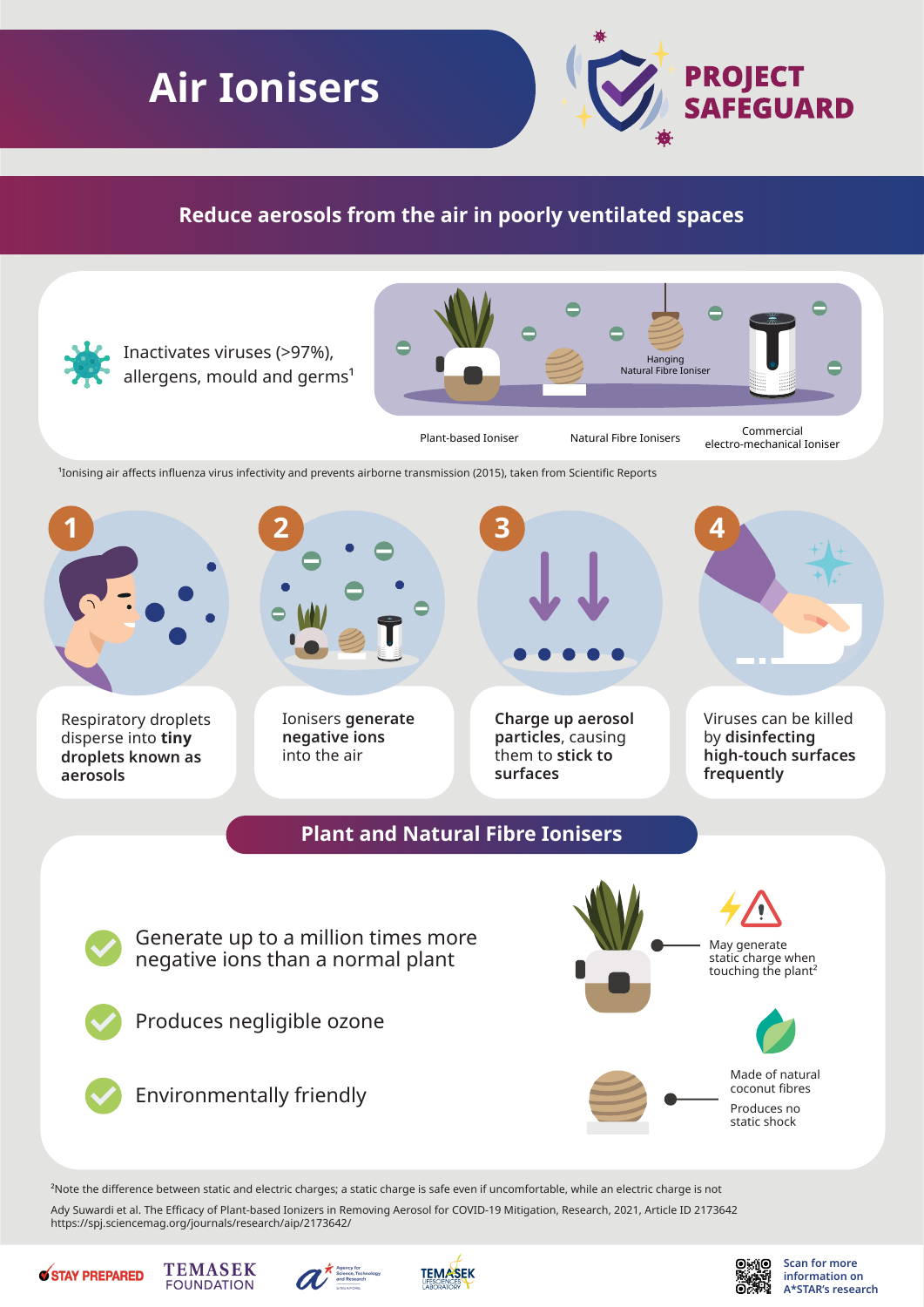# Air Ionisers

PROJECT SAFEGUARD

## Reduce aerosols from the air in poorly ventilated spaces

Inactivates viruses (>97%), allergens, mould and germs[1]

Hanging Natural Fibre Ioniser

Plant-based Ioniser

Natural Fibre Ionisers

Commercial electro-mechanical Ioniser

[1]Ionising air affects influenza virus infectivity and prevents airborne transmission (2015), taken from Scientific Reports

1. Respiratory droplets disperse into **tiny droplets known as aerosols**
2. Ionisers **generate negative ions** into the air
3. **Charge up aerosol particles,** causing them **to stick to surfaces**
4. Viruses can be killed by **disinfecting high-touch surfaces frequently**

## Plant and Natural Fibre Ionisers

- Generate up to a million times more negative ions than a normal plant
- Produces negligible ozone
- Environmentally friendly

May generate static charge when touching the plant[2]

Made of natural coconut fibres

Produces no static shock

[2]Note the difference between static and electric charges; a static charge is safe even if uncomfortable, while an electric charge is not

Ady Suwardi et al. The Efficacy of Plant-based Ionizers in Removing Aerosol for COVID-19 Mitigation, Research, 2021, Article ID 2173642
https://spj.sciencemag.org/journals/research/aip/2173642/

STAY PREPARED | TEMASEK FOUNDATION | Agency for Science, Technology and Research SINGAPORE | TEMASEK LIFESCIENCES LABORATORY

Scan for more information on A*STAR's research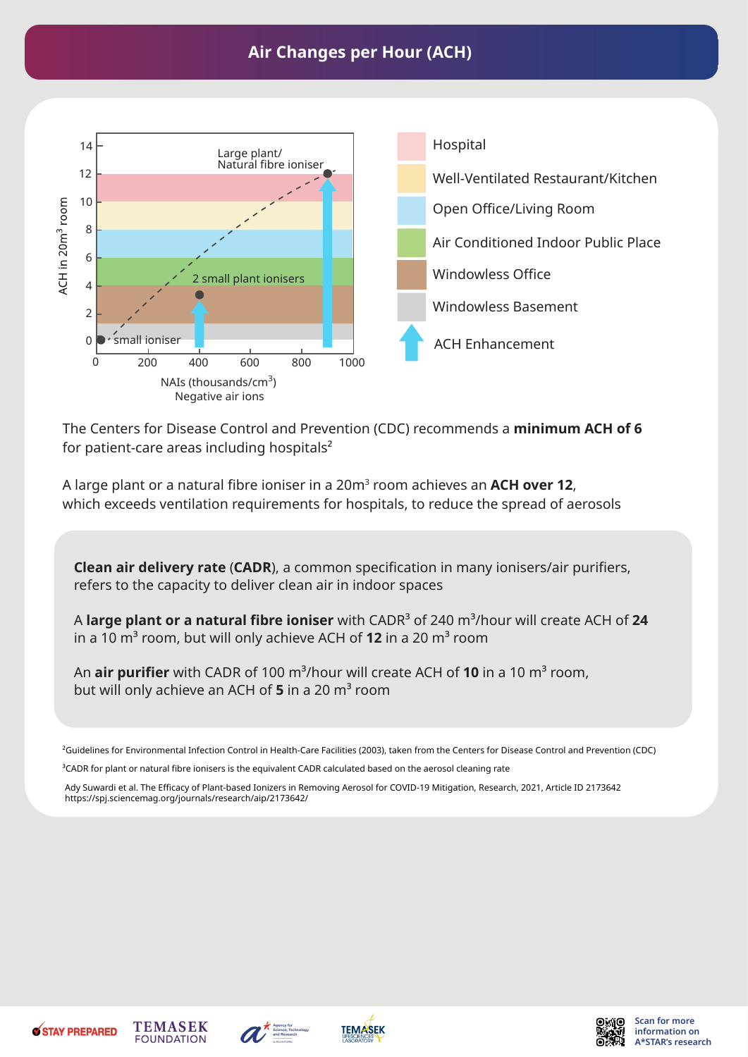# Air Changes per Hour (ACH)

ACH in $20m^3$ room

14
12
10
8
6
4
2
0

0
200
400
600
800
1000

NAIs (thousands/$cm^3$)
Negative air ions

Large plant/
Natural fibre ioniser

2 small plant ionisers

small ioniser

Hospital

Well-Ventilated Restaurant/Kitchen

Open Office/Living Room

Air Conditioned Indoor Public Place

Windowless Office

Windowless Basement

ACH Enhancement

The Centers for Disease Control and Prevention (CDC) recommends a **minimum ACH of 6** for patient-care areas including hospitals[2]

A large plant or a natural fibre ioniser in a $20m^3$ room achieves an **ACH over 12**, which exceeds ventilation requirements for hospitals, to reduce the spread of aerosols

**Clean air delivery rate** (**CADR**), a common specification in many ionisers/air purifiers, refers to the capacity to deliver clean air in indoor spaces

A **large plant or a natural fibre ioniser** with CADR[3] of 240 $m^3$/hour will create ACH of **24** in a 10 $m^3$ room, but will only achieve ACH of **12** in a 20 $m^3$ room

An **air purifier** with CADR of 100 $m^3$/hour will create ACH of **10** in a 10 $m^3$ room, but will only achieve an ACH of **5** in a 20 $m^3$ room

[2]Guidelines for Environmental Infection Control in Health-Care Facilities (2003), taken from the Centers for Disease Control and Prevention (CDC)

[3]CADR for plant or natural fibre ionisers is the equivalent CADR calculated based on the aerosol cleaning rate

Ady Suwardi et al. The Efficacy of Plant-based Ionizers in Removing Aerosol for COVID-19 Mitigation, Research, 2021, Article ID 2173642
https://spj.sciencemag.org/journals/research/aip/2173642/

STAY PREPARED

TEMASEK FOUNDATION

TEMASEK LIFESCIENCES LABORATORY

Scan for more information on A*STAR's research